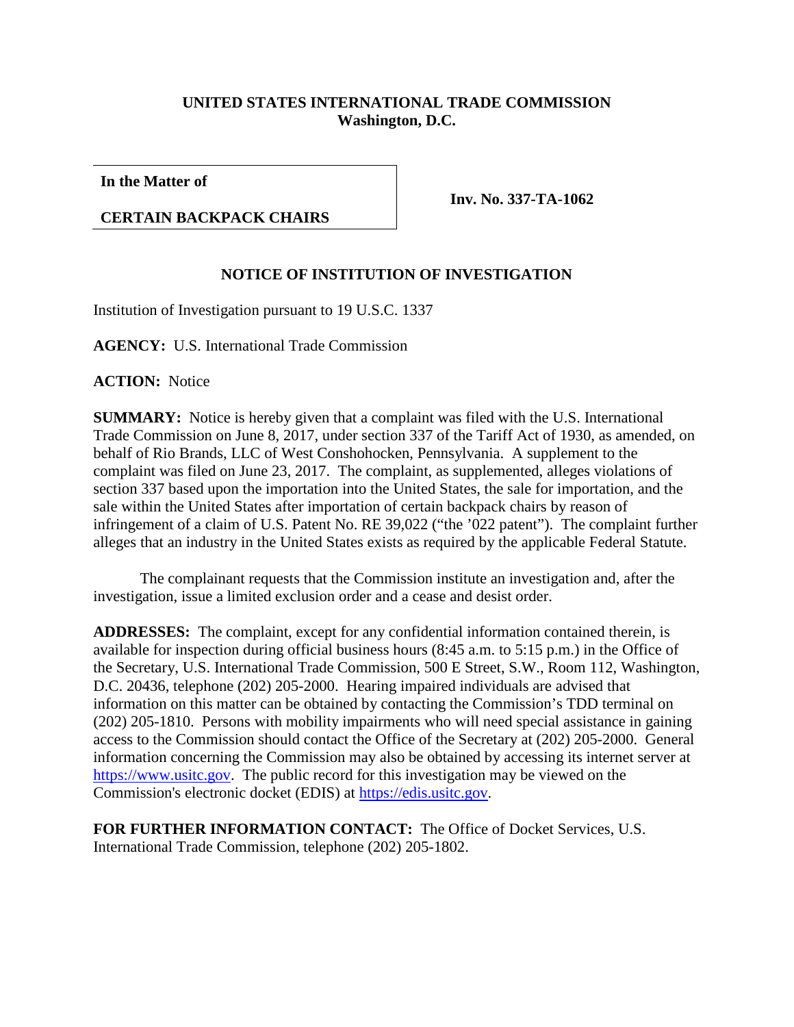**UNITED STATES INTERNATIONAL TRADE COMMISSION**
**Washington, D.C.**

| **In the Matter of** | |
|---|---|
| **CERTAIN BACKPACK CHAIRS** | **Inv. No. 337-TA-1062** |

**NOTICE OF INSTITUTION OF INVESTIGATION**

Institution of Investigation pursuant to 19 U.S.C. 1337

**AGENCY:** U.S. International Trade Commission

**ACTION:** Notice

**SUMMARY:** Notice is hereby given that a complaint was filed with the U.S. International Trade Commission on June 8, 2017, under section 337 of the Tariff Act of 1930, as amended, on behalf of Rio Brands, LLC of West Conshohocken, Pennsylvania. A supplement to the complaint was filed on June 23, 2017. The complaint, as supplemented, alleges violations of section 337 based upon the importation into the United States, the sale for importation, and the sale within the United States after importation of certain backpack chairs by reason of infringement of a claim of U.S. Patent No. RE 39,022 ("the '022 patent"). The complaint further alleges that an industry in the United States exists as required by the applicable Federal Statute.

The complainant requests that the Commission institute an investigation and, after the investigation, issue a limited exclusion order and a cease and desist order.

**ADDRESSES:** The complaint, except for any confidential information contained therein, is available for inspection during official business hours (8:45 a.m. to 5:15 p.m.) in the Office of the Secretary, U.S. International Trade Commission, 500 E Street, S.W., Room 112, Washington, D.C. 20436, telephone (202) 205-2000. Hearing impaired individuals are advised that information on this matter can be obtained by contacting the Commission's TDD terminal on (202) 205-1810. Persons with mobility impairments who will need special assistance in gaining access to the Commission should contact the Office of the Secretary at (202) 205-2000. General information concerning the Commission may also be obtained by accessing its internet server at https://www.usitc.gov. The public record for this investigation may be viewed on the Commission's electronic docket (EDIS) at https://edis.usitc.gov.

**FOR FURTHER INFORMATION CONTACT:** The Office of Docket Services, U.S. International Trade Commission, telephone (202) 205-1802.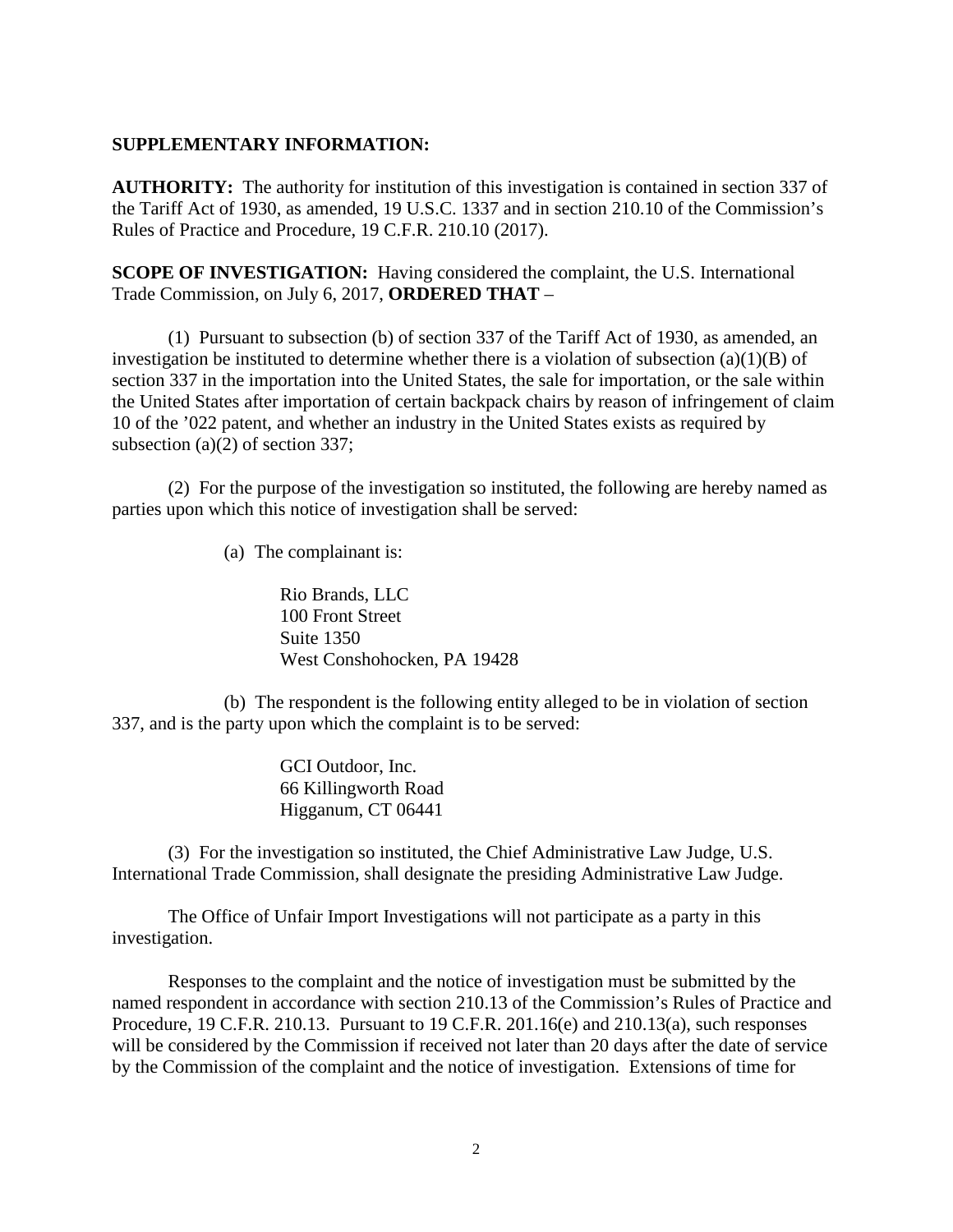**SUPPLEMENTARY INFORMATION:**

**AUTHORITY:** The authority for institution of this investigation is contained in section 337 of the Tariff Act of 1930, as amended, 19 U.S.C. 1337 and in section 210.10 of the Commission's Rules of Practice and Procedure, 19 C.F.R. 210.10 (2017).

**SCOPE OF INVESTIGATION:** Having considered the complaint, the U.S. International Trade Commission, on July 6, 2017, **ORDERED THAT** –

(1) Pursuant to subsection (b) of section 337 of the Tariff Act of 1930, as amended, an investigation be instituted to determine whether there is a violation of subsection (a)(1)(B) of section 337 in the importation into the United States, the sale for importation, or the sale within the United States after importation of certain backpack chairs by reason of infringement of claim 10 of the '022 patent, and whether an industry in the United States exists as required by subsection (a)(2) of section 337;

(2) For the purpose of the investigation so instituted, the following are hereby named as parties upon which this notice of investigation shall be served:

(a) The complainant is:

Rio Brands, LLC
100 Front Street
Suite 1350
West Conshohocken, PA 19428

(b) The respondent is the following entity alleged to be in violation of section 337, and is the party upon which the complaint is to be served:

GCI Outdoor, Inc.
66 Killingworth Road
Higganum, CT 06441

(3) For the investigation so instituted, the Chief Administrative Law Judge, U.S. International Trade Commission, shall designate the presiding Administrative Law Judge.

The Office of Unfair Import Investigations will not participate as a party in this investigation.

Responses to the complaint and the notice of investigation must be submitted by the named respondent in accordance with section 210.13 of the Commission's Rules of Practice and Procedure, 19 C.F.R. 210.13. Pursuant to 19 C.F.R. 201.16(e) and 210.13(a), such responses will be considered by the Commission if received not later than 20 days after the date of service by the Commission of the complaint and the notice of investigation. Extensions of time for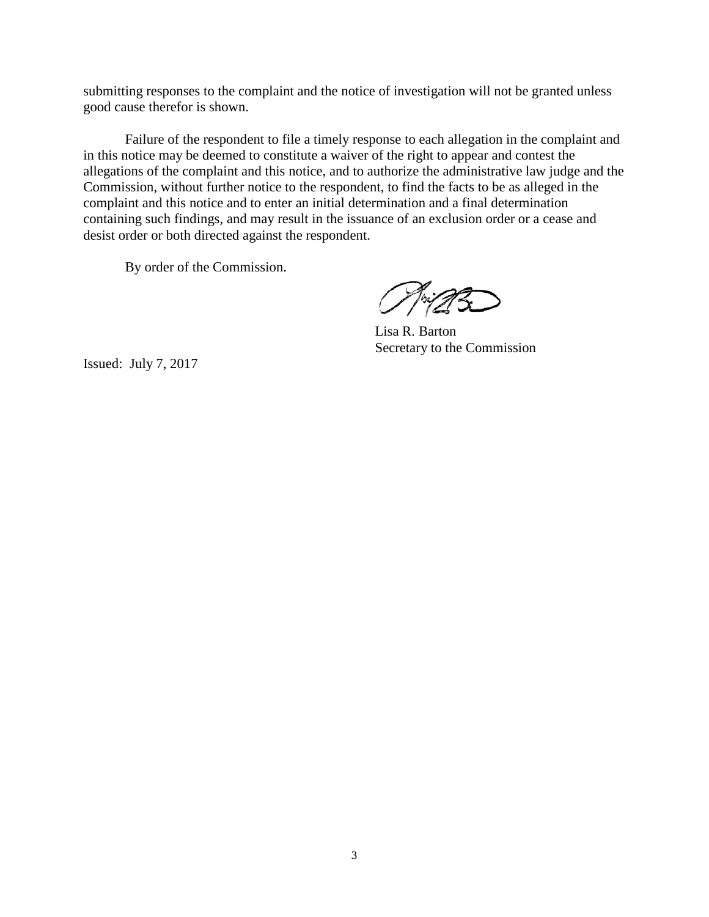submitting responses to the complaint and the notice of investigation will not be granted unless good cause therefor is shown.

Failure of the respondent to file a timely response to each allegation in the complaint and in this notice may be deemed to constitute a waiver of the right to appear and contest the allegations of the complaint and this notice, and to authorize the administrative law judge and the Commission, without further notice to the respondent, to find the facts to be as alleged in the complaint and this notice and to enter an initial determination and a final determination containing such findings, and may result in the issuance of an exclusion order or a cease and desist order or both directed against the respondent.

By order of the Commission.

Lisa R. Barton
Secretary to the Commission

Issued: July 7, 2017